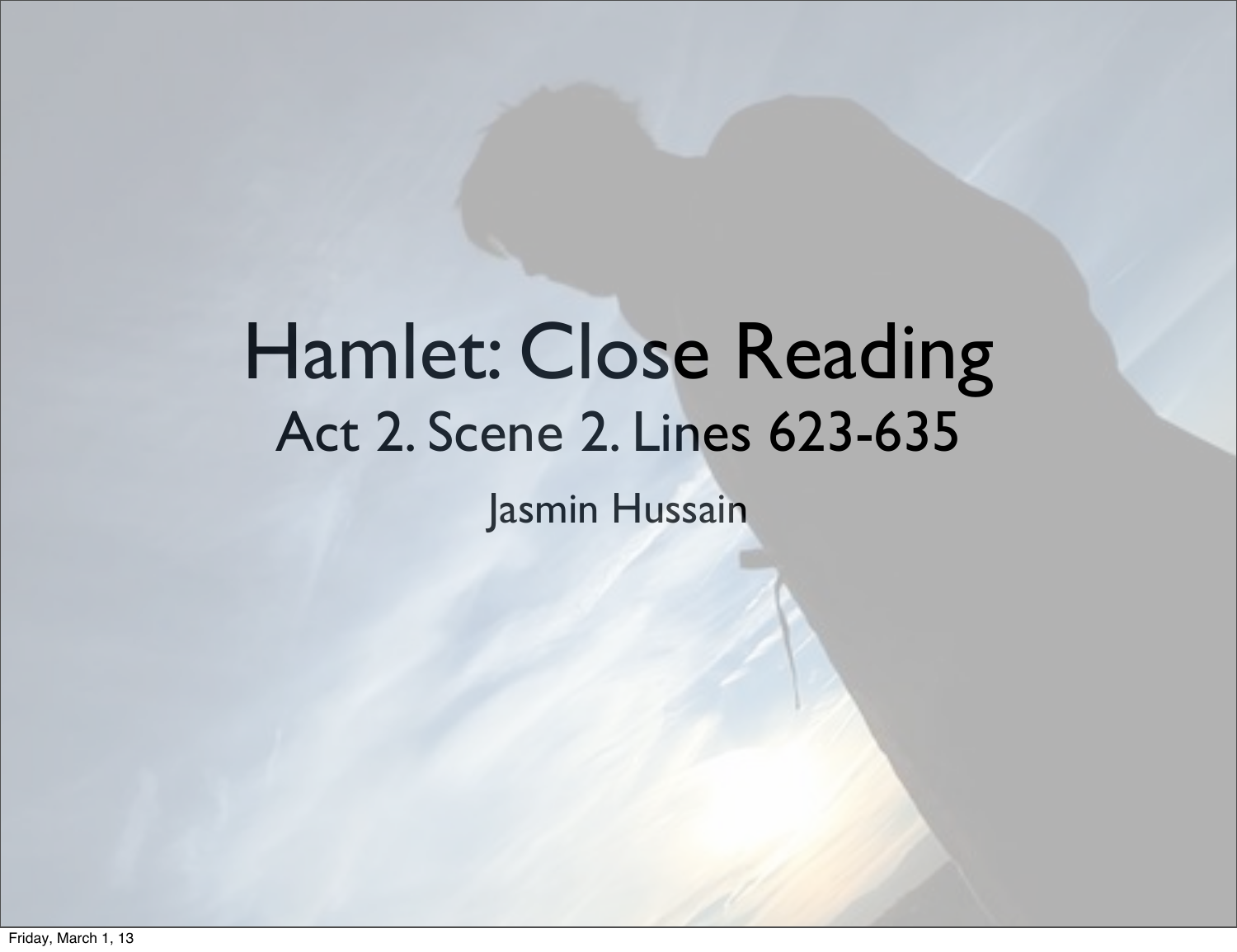# Hamlet: Close Reading

## Act 2. Scene 2. Lines 623-635

Jasmin Hussain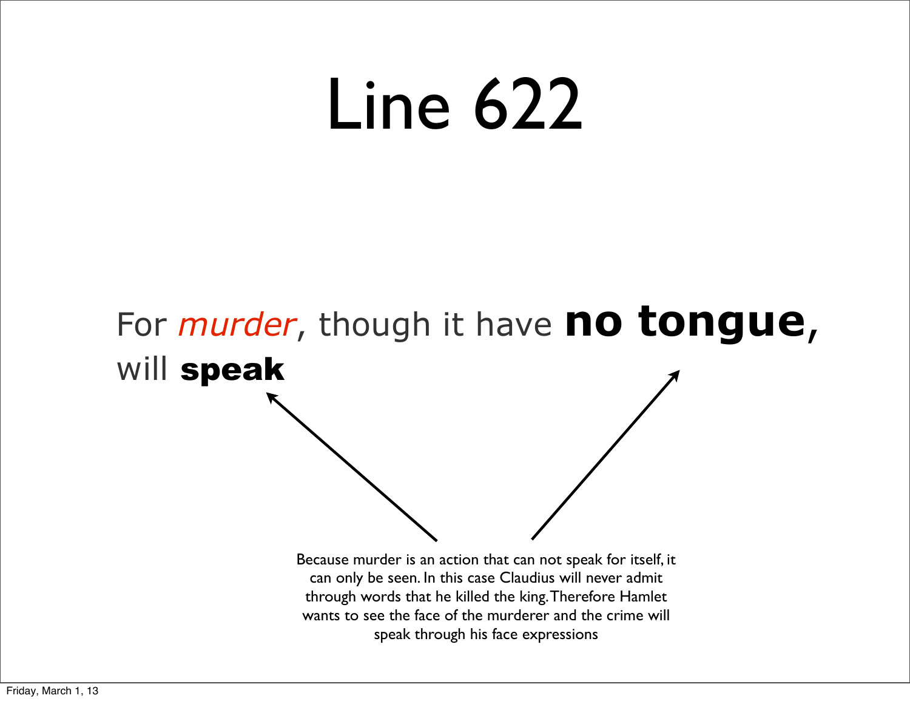# Line 622

For *murder*, though it have **no tongue**, will **speak**

Because murder is an action that can not speak for itself, it can only be seen. In this case Claudius will never admit through words that he killed the king. Therefore Hamlet wants to see the face of the murderer and the crime will speak through his face expressions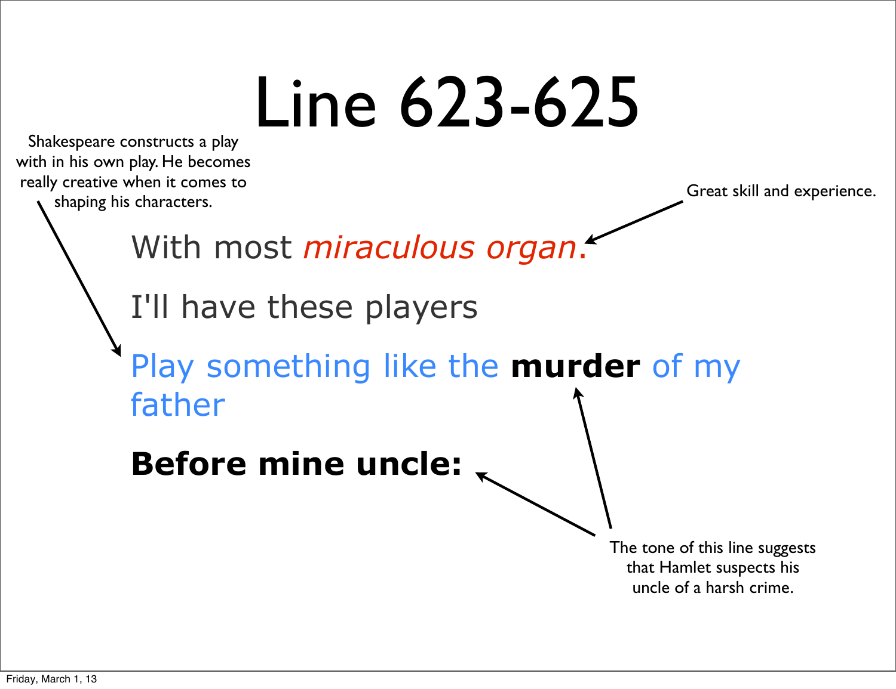# Line 623-625

Shakespeare constructs a play with in his own play. He becomes really creative when it comes to shaping his characters.

Great skill and experience.

With most *miraculous organ*.

I'll have these players

Play something like the **murder** of my father

**Before mine uncle:**

The tone of this line suggests that Hamlet suspects his uncle of a harsh crime.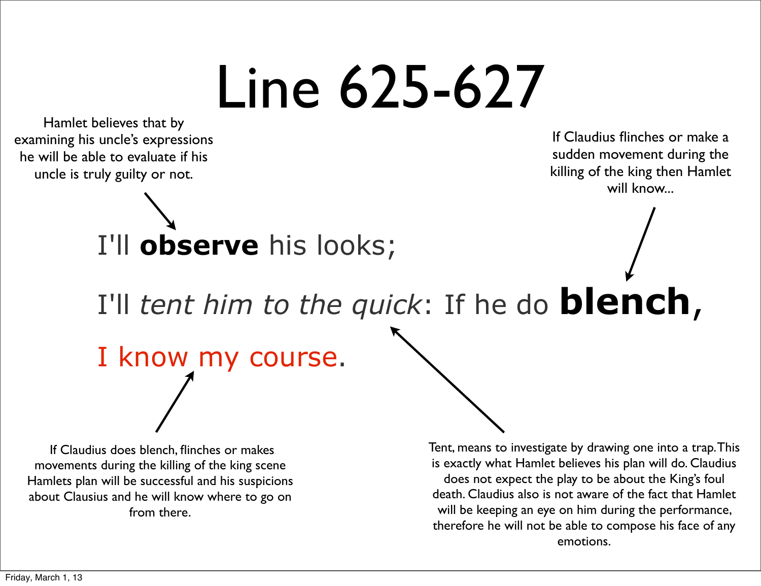# Line 625-627

Hamlet believes that by examining his uncle's expressions he will be able to evaluate if his uncle is truly guilty or not.

If Claudius flinches or make a sudden movement during the killing of the king then Hamlet will know...

I'll **observe** his looks;

I'll *tent him to the quick*: If he do **blench**,

I know my course.

If Claudius does blench, flinches or makes movements during the killing of the king scene Hamlets plan will be successful and his suspicions about Clausius and he will know where to go on from there.

Tent, means to investigate by drawing one into a trap. This is exactly what Hamlet believes his plan will do. Claudius does not expect the play to be about the King's foul death. Claudius also is not aware of the fact that Hamlet will be keeping an eye on him during the performance, therefore he will not be able to compose his face of any emotions.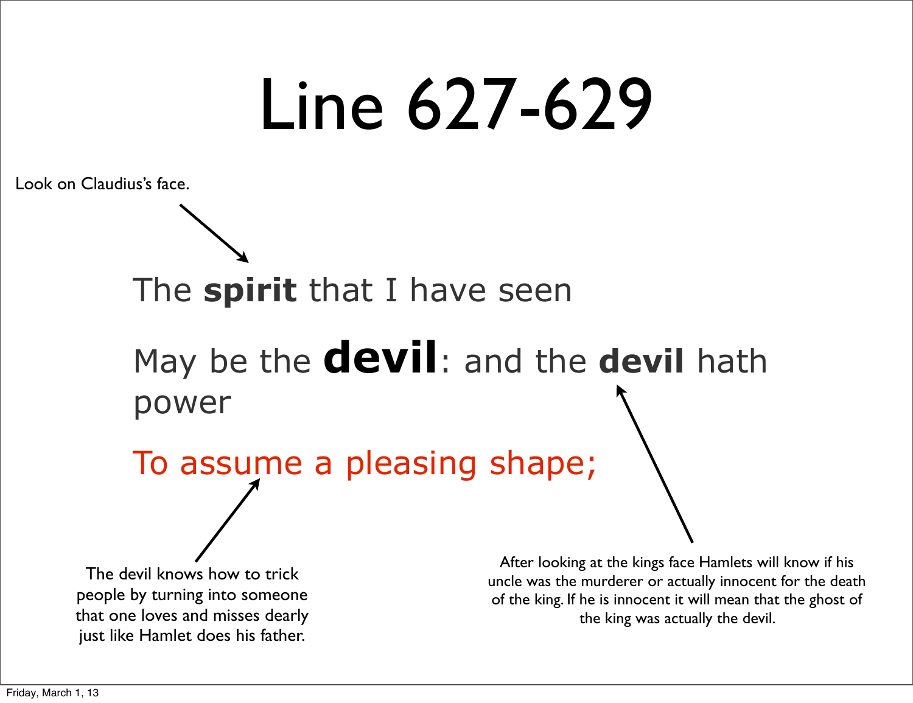# Line 627-629

Look on Claudius's face.

The **spirit** that I have seen

May be the **devil**: and the **devil** hath power

To assume a pleasing shape;

The devil knows how to trick people by turning into someone that one loves and misses dearly just like Hamlet does his father.

After looking at the kings face Hamlets will know if his uncle was the murderer or actually innocent for the death of the king. If he is innocent it will mean that the ghost of the king was actually the devil.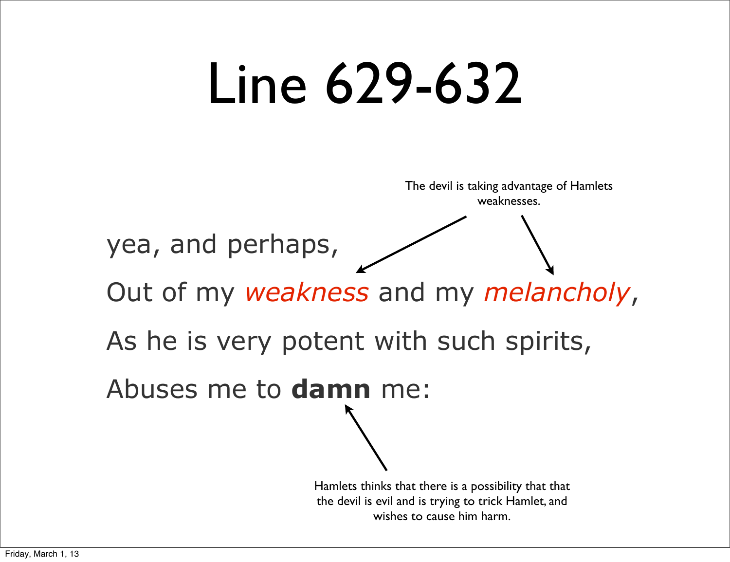# Line 629-632

The devil is taking advantage of Hamlets weaknesses.

yea, and perhaps,

Out of my *weakness* and my *melancholy*,

As he is very potent with such spirits,

Abuses me to **damn** me:

Hamlets thinks that there is a possibility that that the devil is evil and is trying to trick Hamlet, and wishes to cause him harm.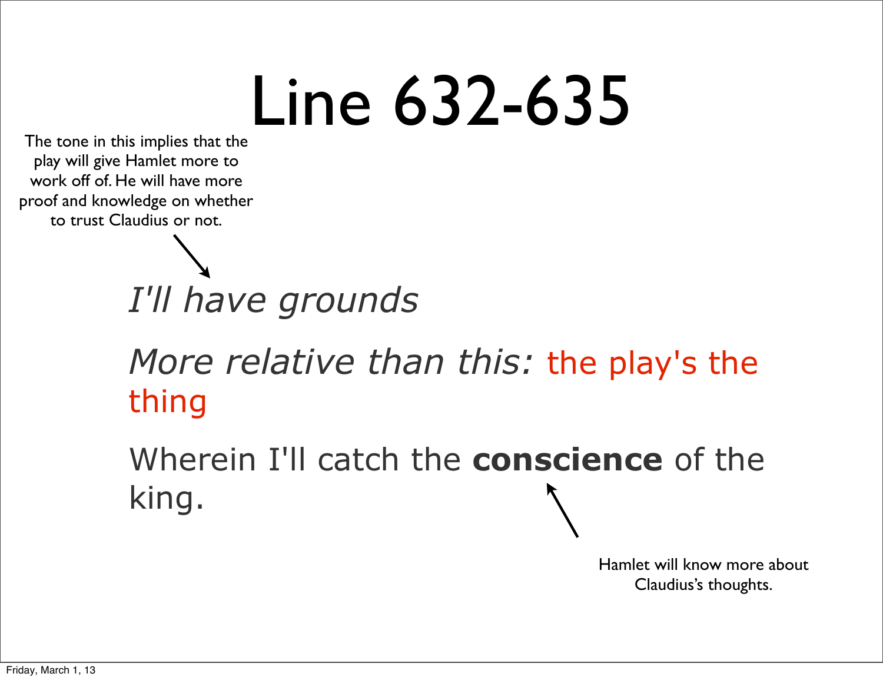# Line 632-635

The tone in this implies that the play will give Hamlet more to work off of. He will have more proof and knowledge on whether to trust Claudius or not.

*I'll have grounds*

*More relative than this:* the play's the thing

Wherein I'll catch the **conscience** of the king.

Hamlet will know more about Claudius's thoughts.